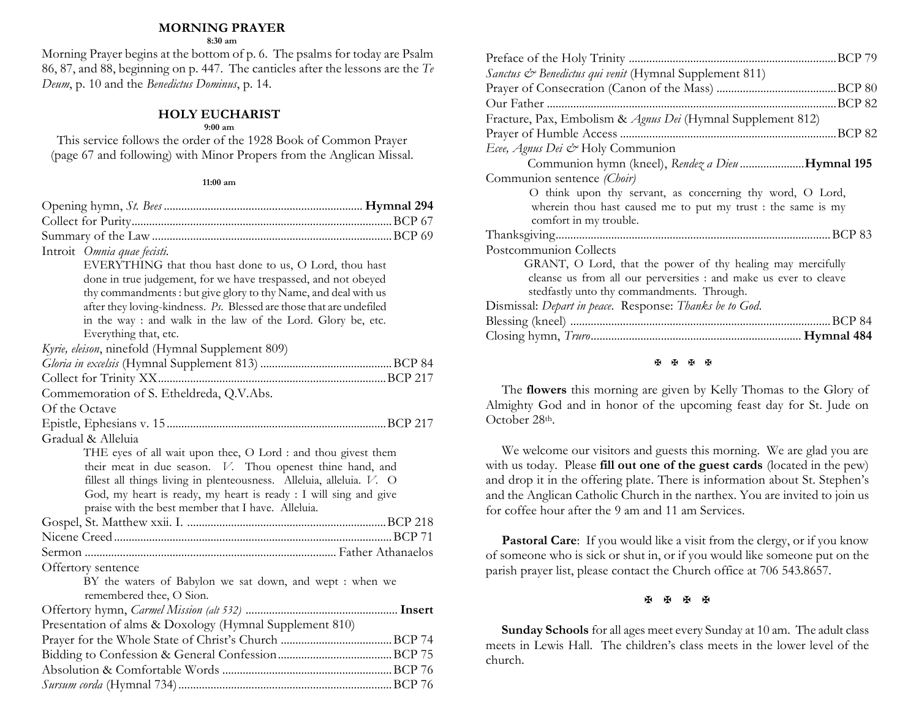## MORNING PRAYER

**8:30 am**

Morning Prayer begins at the bottom of p. 6. The psalms for today are Psalm 86, 87, and 88, beginning on p. 447. The canticles after the lessons are the *Te Deum*, p. 10 and the *Benedictus Dominus*, p. 14.

## HOLY EUCHARIST

**9:00 am**

This service follows the order of the 1928 Book of Common Prayer (page 67 and following) with Minor Propers from the Anglican Missal.

**11:00 am**

Opening hymn, *St. Bees* .......... **Hymnal 294**

Collect for Purity .......... BCP 67

Summary of the Law .......... BCP 69

Introit *Omnia quae fecisti.*

> EVERYTHING that thou hast done to us, O Lord, thou hast done in true judgement, for we have trespassed, and not obeyed thy commandments : but give glory to thy Name, and deal with us after they loving-kindness. *Ps.* Blessed are those that are undefiled in the way : and walk in the law of the Lord. Glory be, etc. Everything that, etc.

*Kyrie, eleison*, ninefold (Hymnal Supplement 809)

*Gloria in excelsis* (Hymnal Supplement 813) .......... BCP 84

Collect for Trinity XX .......... BCP 217

Commemoration of S. Etheldreda, Q.V.Abs.

Of the Octave

Epistle, Ephesians v. 15 .......... BCP 217

Gradual & Alleluia

> THE eyes of all wait upon thee, O Lord : and thou givest them their meat in due season. *V.* Thou openest thine hand, and fillest all things living in plenteousness. Alleluia, alleluia. *V.* O God, my heart is ready, my heart is ready : I will sing and give praise with the best member that I have. Alleluia.

Gospel, St. Matthew xxii. I. .......... BCP 218

Nicene Creed .......... BCP 71

Sermon .......... Father Athanaelos

Offertory sentence

> BY the waters of Babylon we sat down, and wept : when we remembered thee, O Sion.

Offertory hymn, *Carmel Mission (alt 532)* .......... **Insert**

Presentation of alms & Doxology (Hymnal Supplement 810)

Prayer for the Whole State of Christ's Church .......... BCP 74

Bidding to Confession & General Confession .......... BCP 75

Absolution & Comfortable Words .......... BCP 76

*Sursum corda* (Hymnal 734) .......... BCP 76

Preface of the Holy Trinity .......... BCP 79

*Sanctus & Benedictus qui venit* (Hymnal Supplement 811)

Prayer of Consecration (Canon of the Mass) .......... BCP 80

Our Father .......... BCP 82

Fracture, Pax, Embolism & *Agnus Dei* (Hymnal Supplement 812)

Prayer of Humble Access .......... BCP 82

*Ecee, Agnus Dei &* Holy Communion

Communion hymn (kneel), *Rendez a Dieu* .......... **Hymnal 195**

Communion sentence *(Choir)*

> O think upon thy servant, as concerning thy word, O Lord, wherein thou hast caused me to put my trust : the same is my comfort in my trouble.

Thanksgiving .......... BCP 83

Postcommunion Collects

> GRANT, O Lord, that the power of thy healing may mercifully cleanse us from all our perversities : and make us ever to cleave stedfastly unto thy commandments. Through.

Dismissal: *Depart in peace.* Response: *Thanks be to God.*

Blessing (kneel) .......... BCP 84

Closing hymn, *Truro* .......... **Hymnal 484**

✠ ✠ ✠ ✠

The **flowers** this morning are given by Kelly Thomas to the Glory of Almighty God and in honor of the upcoming feast day for St. Jude on October 28th.

We welcome our visitors and guests this morning. We are glad you are with us today. Please **fill out one of the guest cards** (located in the pew) and drop it in the offering plate. There is information about St. Stephen's and the Anglican Catholic Church in the narthex. You are invited to join us for coffee hour after the 9 am and 11 am Services.

**Pastoral Care**: If you would like a visit from the clergy, or if you know of someone who is sick or shut in, or if you would like someone put on the parish prayer list, please contact the Church office at 706 543.8657.

✠ ✠ ✠ ✠

**Sunday Schools** for all ages meet every Sunday at 10 am. The adult class meets in Lewis Hall. The children's class meets in the lower level of the church.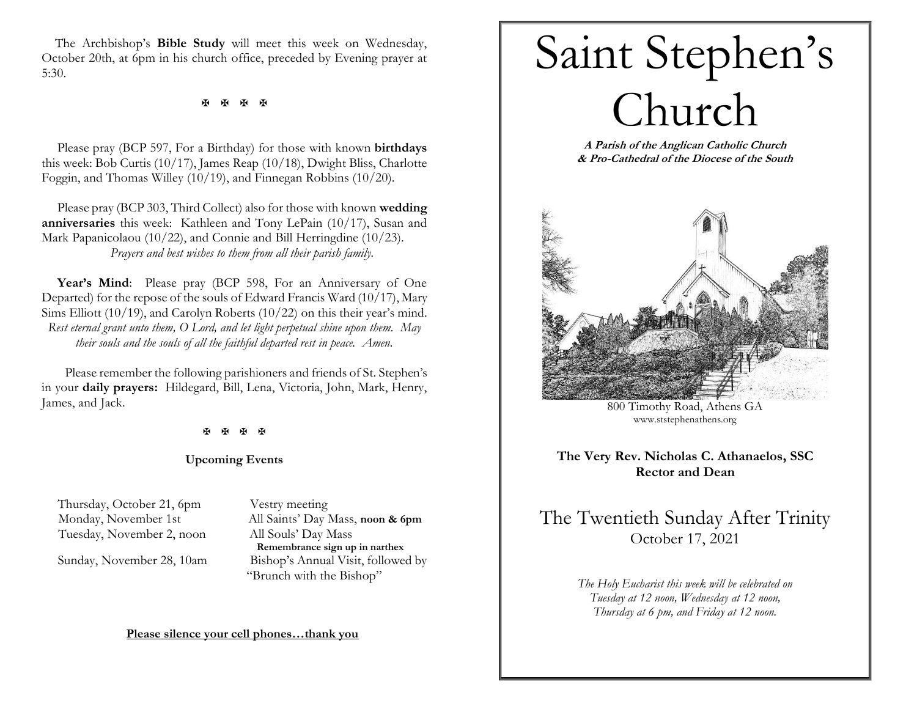The Archbishop's **Bible Study** will meet this week on Wednesday, October 20th, at 6pm in his church office, preceded by Evening prayer at 5:30.

✠ ✠ ✠ ✠

Please pray (BCP 597, For a Birthday) for those with known **birthdays** this week: Bob Curtis (10/17), James Reap (10/18), Dwight Bliss, Charlotte Foggin, and Thomas Willey (10/19), and Finnegan Robbins (10/20).

Please pray (BCP 303, Third Collect) also for those with known **wedding anniversaries** this week: Kathleen and Tony LePain (10/17), Susan and Mark Papanicolaou (10/22), and Connie and Bill Herringdine (10/23).

*Prayers and best wishes to them from all their parish family.*

**Year's Mind**: Please pray (BCP 598, For an Anniversary of One Departed) for the repose of the souls of Edward Francis Ward (10/17), Mary Sims Elliott (10/19), and Carolyn Roberts (10/22) on this their year's mind.

*Rest eternal grant unto them, O Lord, and let light perpetual shine upon them. May their souls and the souls of all the faithful departed rest in peace. Amen.*

Please remember the following parishioners and friends of St. Stephen's in your **daily prayers:** Hildegard, Bill, Lena, Victoria, John, Mark, Henry, James, and Jack.

✠ ✠ ✠ ✠

**Upcoming Events**

| | |
|---|---|
| Thursday, October 21, 6pm | Vestry meeting |
| Monday, November 1st | All Saints' Day Mass, **noon & 6pm** |
| Tuesday, November 2, noon | All Souls' Day Mass **Remembrance sign up in narthex** |
| Sunday, November 28, 10am | Bishop's Annual Visit, followed by "Brunch with the Bishop" |

**Please silence your cell phones…thank you**

# Saint Stephen's Church

***A Parish of the Anglican Catholic Church & Pro-Cathedral of the Diocese of the South***

800 Timothy Road, Athens GA
www.ststephenathens.org

**The Very Rev. Nicholas C. Athanaelos, SSC**
**Rector and Dean**

## The Twentieth Sunday After Trinity

October 17, 2021

*The Holy Eucharist this week will be celebrated on Tuesday at 12 noon, Wednesday at 12 noon, Thursday at 6 pm, and Friday at 12 noon.*